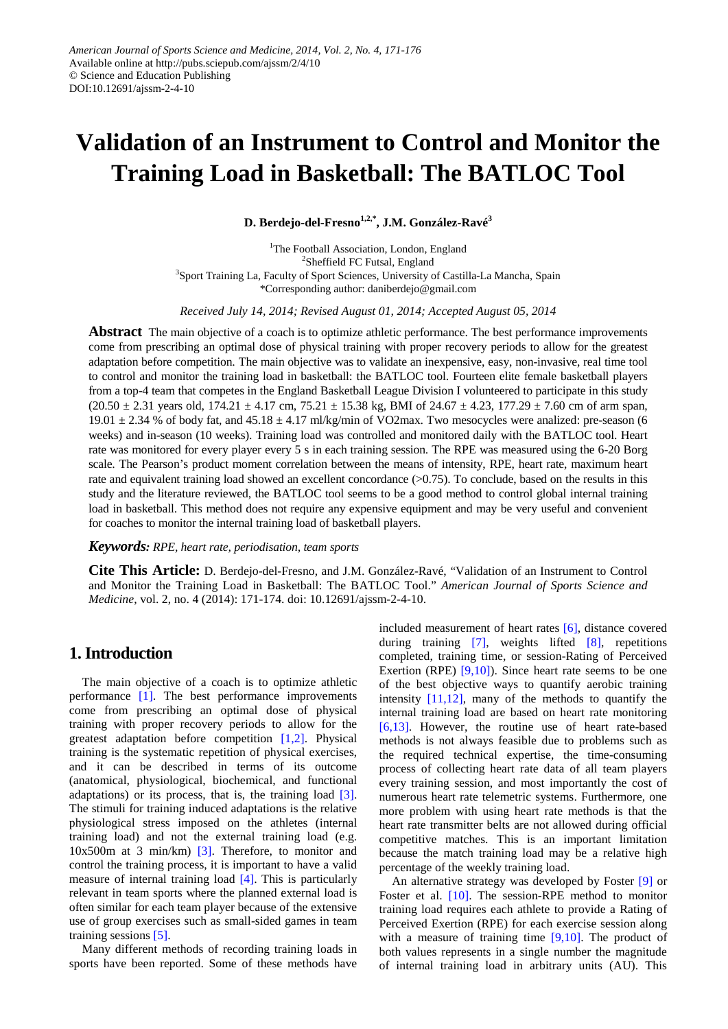# Validation of an Instrument to Control and Monitor the Training Load in Basketball: The BATLOC Tool

**D. Berdejo-del-Fresno[1,2,*], J.M. González-Ravé[3]**

[1]The Football Association, London, England
[2]Sheffield FC Futsal, England
[3]Sport Training La, Faculty of Sport Sciences, University of Castilla-La Mancha, Spain
*Corresponding author: daniberdejo@gmail.com

*Received July 14, 2014; Revised August 01, 2014; Accepted August 05, 2014*

**Abstract** The main objective of a coach is to optimize athletic performance. The best performance improvements come from prescribing an optimal dose of physical training with proper recovery periods to allow for the greatest adaptation before competition. The main objective was to validate an inexpensive, easy, non-invasive, real time tool to control and monitor the training load in basketball: the BATLOC tool. Fourteen elite female basketball players from a top-4 team that competes in the England Basketball League Division I volunteered to participate in this study (20.50 ± 2.31 years old, 174.21 ± 4.17 cm, 75.21 ± 15.38 kg, BMI of 24.67 ± 4.23, 177.29 ± 7.60 cm of arm span, 19.01 ± 2.34 % of body fat, and 45.18 ± 4.17 ml/kg/min of VO2max. Two mesocycles were analized: pre-season (6 weeks) and in-season (10 weeks). Training load was controlled and monitored daily with the BATLOC tool. Heart rate was monitored for every player every 5 s in each training session. The RPE was measured using the 6-20 Borg scale. The Pearson's product moment correlation between the means of intensity, RPE, heart rate, maximum heart rate and equivalent training load showed an excellent concordance (>0.75). To conclude, based on the results in this study and the literature reviewed, the BATLOC tool seems to be a good method to control global internal training load in basketball. This method does not require any expensive equipment and may be very useful and convenient for coaches to monitor the internal training load of basketball players.

***Keywords:*** *RPE, heart rate, periodisation, team sports*

**Cite This Article:** D. Berdejo-del-Fresno, and J.M. González-Ravé, "Validation of an Instrument to Control and Monitor the Training Load in Basketball: The BATLOC Tool." *American Journal of Sports Science and Medicine*, vol. 2, no. 4 (2014): 171-174. doi: 10.12691/ajssm-2-4-10.

## 1. Introduction

The main objective of a coach is to optimize athletic performance [1]. The best performance improvements come from prescribing an optimal dose of physical training with proper recovery periods to allow for the greatest adaptation before competition [1,2]. Physical training is the systematic repetition of physical exercises, and it can be described in terms of its outcome (anatomical, physiological, biochemical, and functional adaptations) or its process, that is, the training load [3]. The stimuli for training induced adaptations is the relative physiological stress imposed on the athletes (internal training load) and not the external training load (e.g. 10x500m at 3 min/km) [3]. Therefore, to monitor and control the training process, it is important to have a valid measure of internal training load [4]. This is particularly relevant in team sports where the planned external load is often similar for each team player because of the extensive use of group exercises such as small-sided games in team training sessions [5].

Many different methods of recording training loads in sports have been reported. Some of these methods have included measurement of heart rates [6], distance covered during training [7], weights lifted [8], repetitions completed, training time, or session-Rating of Perceived Exertion (RPE) [9,10]). Since heart rate seems to be one of the best objective ways to quantify aerobic training intensity [11,12], many of the methods to quantify the internal training load are based on heart rate monitoring [6,13]. However, the routine use of heart rate-based methods is not always feasible due to problems such as the required technical expertise, the time-consuming process of collecting heart rate data of all team players every training session, and most importantly the cost of numerous heart rate telemetric systems. Furthermore, one more problem with using heart rate methods is that the heart rate transmitter belts are not allowed during official competitive matches. This is an important limitation because the match training load may be a relative high percentage of the weekly training load.

An alternative strategy was developed by Foster [9] or Foster et al. [10]. The session-RPE method to monitor training load requires each athlete to provide a Rating of Perceived Exertion (RPE) for each exercise session along with a measure of training time [9,10]. The product of both values represents in a single number the magnitude of internal training load in arbitrary units (AU). This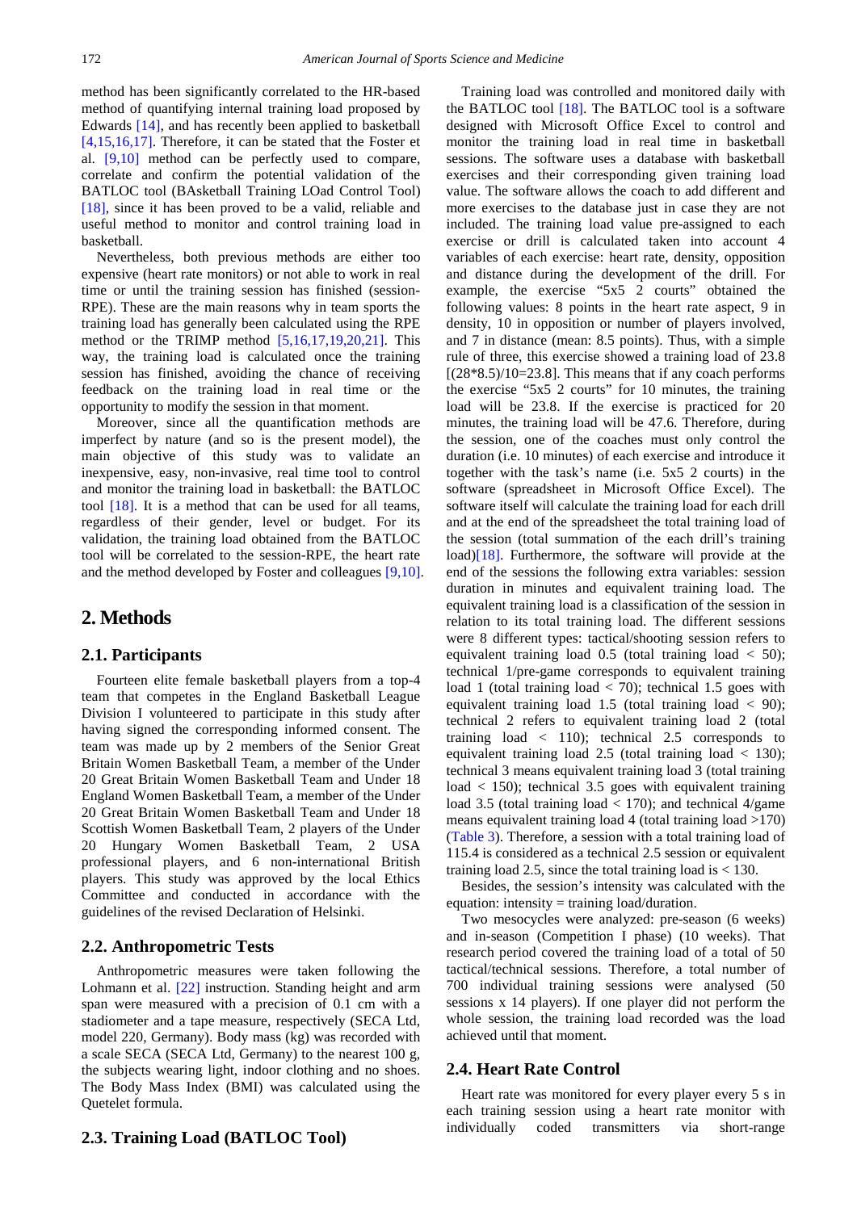method has been significantly correlated to the HR-based method of quantifying internal training load proposed by Edwards [14], and has recently been applied to basketball [4,15,16,17]. Therefore, it can be stated that the Foster et al. [9,10] method can be perfectly used to compare, correlate and confirm the potential validation of the BATLOC tool (BAsketball Training LOad Control Tool) [18], since it has been proved to be a valid, reliable and useful method to monitor and control training load in basketball.

Nevertheless, both previous methods are either too expensive (heart rate monitors) or not able to work in real time or until the training session has finished (session-RPE). These are the main reasons why in team sports the training load has generally been calculated using the RPE method or the TRIMP method [5,16,17,19,20,21]. This way, the training load is calculated once the training session has finished, avoiding the chance of receiving feedback on the training load in real time or the opportunity to modify the session in that moment.

Moreover, since all the quantification methods are imperfect by nature (and so is the present model), the main objective of this study was to validate an inexpensive, easy, non-invasive, real time tool to control and monitor the training load in basketball: the BATLOC tool [18]. It is a method that can be used for all teams, regardless of their gender, level or budget. For its validation, the training load obtained from the BATLOC tool will be correlated to the session-RPE, the heart rate and the method developed by Foster and colleagues [9,10].

## 2. Methods

### 2.1. Participants

Fourteen elite female basketball players from a top-4 team that competes in the England Basketball League Division I volunteered to participate in this study after having signed the corresponding informed consent. The team was made up by 2 members of the Senior Great Britain Women Basketball Team, a member of the Under 20 Great Britain Women Basketball Team and Under 18 England Women Basketball Team, a member of the Under 20 Great Britain Women Basketball Team and Under 18 Scottish Women Basketball Team, 2 players of the Under 20 Hungary Women Basketball Team, 2 USA professional players, and 6 non-international British players. This study was approved by the local Ethics Committee and conducted in accordance with the guidelines of the revised Declaration of Helsinki.

### 2.2. Anthropometric Tests

Anthropometric measures were taken following the Lohmann et al. [22] instruction. Standing height and arm span were measured with a precision of 0.1 cm with a stadiometer and a tape measure, respectively (SECA Ltd, model 220, Germany). Body mass (kg) was recorded with a scale SECA (SECA Ltd, Germany) to the nearest 100 g, the subjects wearing light, indoor clothing and no shoes. The Body Mass Index (BMI) was calculated using the Quetelet formula.

### 2.3. Training Load (BATLOC Tool)

Training load was controlled and monitored daily with the BATLOC tool [18]. The BATLOC tool is a software designed with Microsoft Office Excel to control and monitor the training load in real time in basketball sessions. The software uses a database with basketball exercises and their corresponding given training load value. The software allows the coach to add different and more exercises to the database just in case they are not included. The training load value pre-assigned to each exercise or drill is calculated taken into account 4 variables of each exercise: heart rate, density, opposition and distance during the development of the drill. For example, the exercise "5x5 2 courts" obtained the following values: 8 points in the heart rate aspect, 9 in density, 10 in opposition or number of players involved, and 7 in distance (mean: 8.5 points). Thus, with a simple rule of three, this exercise showed a training load of 23.8 [(28*8.5)/10=23.8]. This means that if any coach performs the exercise "5x5 2 courts" for 10 minutes, the training load will be 23.8. If the exercise is practiced for 20 minutes, the training load will be 47.6. Therefore, during the session, one of the coaches must only control the duration (i.e. 10 minutes) of each exercise and introduce it together with the task's name (i.e. 5x5 2 courts) in the software (spreadsheet in Microsoft Office Excel). The software itself will calculate the training load for each drill and at the end of the spreadsheet the total training load of the session (total summation of the each drill's training load)[18]. Furthermore, the software will provide at the end of the sessions the following extra variables: session duration in minutes and equivalent training load. The equivalent training load is a classification of the session in relation to its total training load. The different sessions were 8 different types: tactical/shooting session refers to equivalent training load 0.5 (total training load < 50); technical 1/pre-game corresponds to equivalent training load 1 (total training load < 70); technical 1.5 goes with equivalent training load 1.5 (total training load < 90); technical 2 refers to equivalent training load 2 (total training load < 110); technical 2.5 corresponds to equivalent training load 2.5 (total training load < 130); technical 3 means equivalent training load 3 (total training load < 150); technical 3.5 goes with equivalent training load 3.5 (total training load < 170); and technical 4/game means equivalent training load 4 (total training load >170) (Table 3). Therefore, a session with a total training load of 115.4 is considered as a technical 2.5 session or equivalent training load 2.5, since the total training load is < 130.

Besides, the session's intensity was calculated with the equation: intensity = training load/duration.

Two mesocycles were analyzed: pre-season (6 weeks) and in-season (Competition I phase) (10 weeks). That research period covered the training load of a total of 50 tactical/technical sessions. Therefore, a total number of 700 individual training sessions were analysed (50 sessions x 14 players). If one player did not perform the whole session, the training load recorded was the load achieved until that moment.

### 2.4. Heart Rate Control

Heart rate was monitored for every player every 5 s in each training session using a heart rate monitor with individually coded transmitters via short-range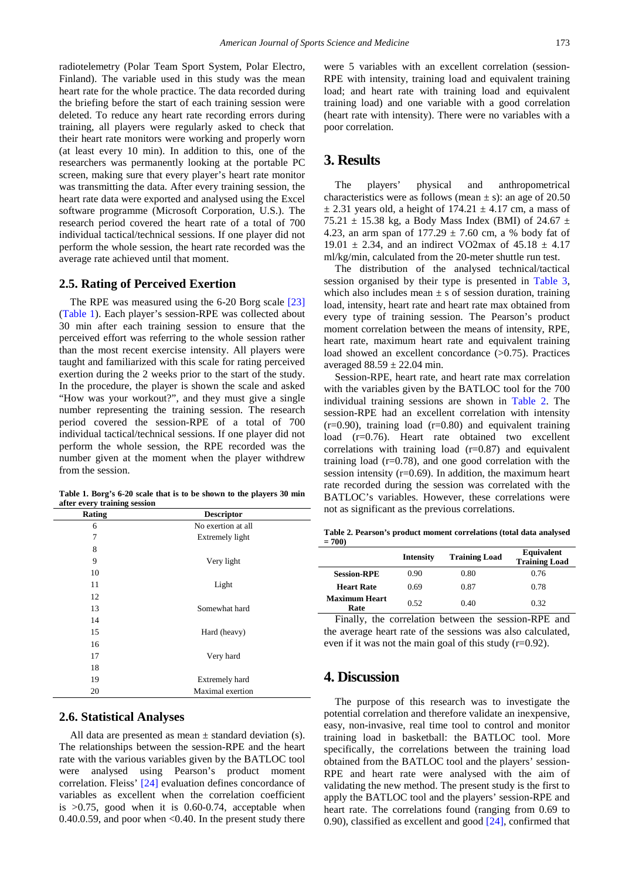radiotelemetry (Polar Team Sport System, Polar Electro, Finland). The variable used in this study was the mean heart rate for the whole practice. The data recorded during the briefing before the start of each training session were deleted. To reduce any heart rate recording errors during training, all players were regularly asked to check that their heart rate monitors were working and properly worn (at least every 10 min). In addition to this, one of the researchers was permanently looking at the portable PC screen, making sure that every player's heart rate monitor was transmitting the data. After every training session, the heart rate data were exported and analysed using the Excel software programme (Microsoft Corporation, U.S.). The research period covered the heart rate of a total of 700 individual tactical/technical sessions. If one player did not perform the whole session, the heart rate recorded was the average rate achieved until that moment.

## 2.5. Rating of Perceived Exertion

The RPE was measured using the 6-20 Borg scale [23] (Table 1). Each player's session-RPE was collected about 30 min after each training session to ensure that the perceived effort was referring to the whole session rather than the most recent exercise intensity. All players were taught and familiarized with this scale for rating perceived exertion during the 2 weeks prior to the start of the study. In the procedure, the player is shown the scale and asked "How was your workout?", and they must give a single number representing the training session. The research period covered the session-RPE of a total of 700 individual tactical/technical sessions. If one player did not perform the whole session, the RPE recorded was the number given at the moment when the player withdrew from the session.

**Table 1. Borg's 6-20 scale that is to be shown to the players 30 min after every training session**

| Rating | Descriptor |
|---|---|
| 6 | No exertion at all |
| 7 | Extremely light |
| 8 | |
| 9 | Very light |
| 10 | |
| 11 | Light |
| 12 | |
| 13 | Somewhat hard |
| 14 | |
| 15 | Hard (heavy) |
| 16 | |
| 17 | Very hard |
| 18 | |
| 19 | Extremely hard |
| 20 | Maximal exertion |

## 2.6. Statistical Analyses

All data are presented as mean ± standard deviation (s). The relationships between the session-RPE and the heart rate with the various variables given by the BATLOC tool were analysed using Pearson's product moment correlation. Fleiss' [24] evaluation defines concordance of variables as excellent when the correlation coefficient is >0.75, good when it is 0.60-0.74, acceptable when 0.40.0.59, and poor when <0.40. In the present study there were 5 variables with an excellent correlation (session-RPE with intensity, training load and equivalent training load; and heart rate with training load and equivalent training load) and one variable with a good correlation (heart rate with intensity). There were no variables with a poor correlation.

# 3. Results

The players' physical and anthropometrical characteristics were as follows (mean ± s): an age of 20.50 ± 2.31 years old, a height of 174.21 ± 4.17 cm, a mass of 75.21 ± 15.38 kg, a Body Mass Index (BMI) of 24.67 ± 4.23, an arm span of 177.29 ± 7.60 cm, a % body fat of 19.01 ± 2.34, and an indirect VO2max of 45.18 ± 4.17 ml/kg/min, calculated from the 20-meter shuttle run test.

The distribution of the analysed technical/tactical session organised by their type is presented in Table 3, which also includes mean ± s of session duration, training load, intensity, heart rate and heart rate max obtained from every type of training session. The Pearson's product moment correlation between the means of intensity, RPE, heart rate, maximum heart rate and equivalent training load showed an excellent concordance (>0.75). Practices averaged 88.59 ± 22.04 min.

Session-RPE, heart rate, and heart rate max correlation with the variables given by the BATLOC tool for the 700 individual training sessions are shown in Table 2. The session-RPE had an excellent correlation with intensity (r=0.90), training load (r=0.80) and equivalent training load (r=0.76). Heart rate obtained two excellent correlations with training load (r=0.87) and equivalent training load (r=0.78), and one good correlation with the session intensity (r=0.69). In addition, the maximum heart rate recorded during the session was correlated with the BATLOC's variables. However, these correlations were not as significant as the previous correlations.

**Table 2. Pearson's product moment correlations (total data analysed = 700)**

| | Intensity | Training Load | Equivalent Training Load |
|---|---|---|---|
| **Session-RPE** | 0.90 | 0.80 | 0.76 |
| **Heart Rate** | 0.69 | 0.87 | 0.78 |
| **Maximum Heart Rate** | 0.52 | 0.40 | 0.32 |

Finally, the correlation between the session-RPE and the average heart rate of the sessions was also calculated, even if it was not the main goal of this study (r=0.92).

# 4. Discussion

The purpose of this research was to investigate the potential correlation and therefore validate an inexpensive, easy, non-invasive, real time tool to control and monitor training load in basketball: the BATLOC tool. More specifically, the correlations between the training load obtained from the BATLOC tool and the players' session-RPE and heart rate were analysed with the aim of validating the new method. The present study is the first to apply the BATLOC tool and the players' session-RPE and heart rate. The correlations found (ranging from 0.69 to 0.90), classified as excellent and good [24], confirmed that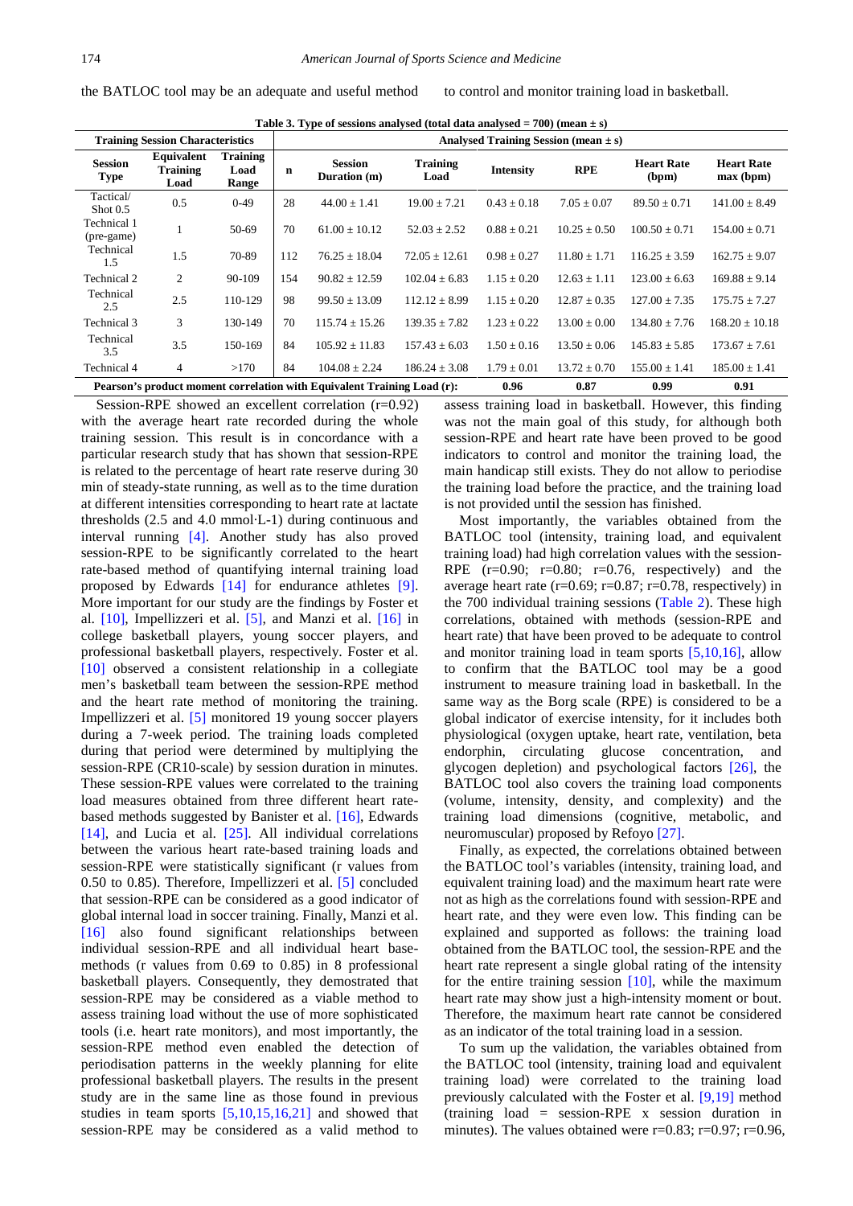the BATLOC tool may be an adequate and useful method to control and monitor training load in basketball.

**Table 3. Type of sessions analysed (total data analysed = 700) (mean ± s)**

| Training Session Characteristics | | | Analysed Training Session (mean ± s) | | | | | | |
|---|---|---|---|---|---|---|---|---|---|
| Session Type | Equivalent Training Load | Training Load Range | n | Session Duration (m) | Training Load | Intensity | RPE | Heart Rate (bpm) | Heart Rate max (bpm) |
| Tactical/ Shot 0.5 | 0.5 | 0-49 | 28 | 44.00 ± 1.41 | 19.00 ± 7.21 | 0.43 ± 0.18 | 7.05 ± 0.07 | 89.50 ± 0.71 | 141.00 ± 8.49 |
| Technical 1 (pre-game) | 1 | 50-69 | 70 | 61.00 ± 10.12 | 52.03 ± 2.52 | 0.88 ± 0.21 | 10.25 ± 0.50 | 100.50 ± 0.71 | 154.00 ± 0.71 |
| Technical 1.5 | 1.5 | 70-89 | 112 | 76.25 ± 18.04 | 72.05 ± 12.61 | 0.98 ± 0.27 | 11.80 ± 1.71 | 116.25 ± 3.59 | 162.75 ± 9.07 |
| Technical 2 | 2 | 90-109 | 154 | 90.82 ± 12.59 | 102.04 ± 6.83 | 1.15 ± 0.20 | 12.63 ± 1.11 | 123.00 ± 6.63 | 169.88 ± 9.14 |
| Technical 2.5 | 2.5 | 110-129 | 98 | 99.50 ± 13.09 | 112.12 ± 8.99 | 1.15 ± 0.20 | 12.87 ± 0.35 | 127.00 ± 7.35 | 175.75 ± 7.27 |
| Technical 3 | 3 | 130-149 | 70 | 115.74 ± 15.26 | 139.35 ± 7.82 | 1.23 ± 0.22 | 13.00 ± 0.00 | 134.80 ± 7.76 | 168.20 ± 10.18 |
| Technical 3.5 | 3.5 | 150-169 | 84 | 105.92 ± 11.83 | 157.43 ± 6.03 | 1.50 ± 0.16 | 13.50 ± 0.06 | 145.83 ± 5.85 | 173.67 ± 7.61 |
| Technical 4 | 4 | >170 | 84 | 104.08 ± 2.24 | 186.24 ± 3.08 | 1.79 ± 0.01 | 13.72 ± 0.70 | 155.00 ± 1.41 | 185.00 ± 1.41 |
| **Pearson's product moment correlation with Equivalent Training Load (r):** | | | | | | **0.96** | **0.87** | **0.99** | **0.91** |

Session-RPE showed an excellent correlation (r=0.92) with the average heart rate recorded during the whole training session. This result is in concordance with a particular research study that has shown that session-RPE is related to the percentage of heart rate reserve during 30 min of steady-state running, as well as to the time duration at different intensities corresponding to heart rate at lactate thresholds (2.5 and 4.0 mmol·L-1) during continuous and interval running [4]. Another study has also proved session-RPE to be significantly correlated to the heart rate-based method of quantifying internal training load proposed by Edwards [14] for endurance athletes [9]. More important for our study are the findings by Foster et al. [10], Impellizzeri et al. [5], and Manzi et al. [16] in college basketball players, young soccer players, and professional basketball players, respectively. Foster et al. [10] observed a consistent relationship in a collegiate men's basketball team between the session-RPE method and the heart rate method of monitoring the training. Impellizzeri et al. [5] monitored 19 young soccer players during a 7-week period. The training loads completed during that period were determined by multiplying the session-RPE (CR10-scale) by session duration in minutes. These session-RPE values were correlated to the training load measures obtained from three different heart rate-based methods suggested by Banister et al. [16], Edwards [14], and Lucia et al. [25]. All individual correlations between the various heart rate-based training loads and session-RPE were statistically significant (r values from 0.50 to 0.85). Therefore, Impellizzeri et al. [5] concluded that session-RPE can be considered as a good indicator of global internal load in soccer training. Finally, Manzi et al. [16] also found significant relationships between individual session-RPE and all individual heart base-methods (r values from 0.69 to 0.85) in 8 professional basketball players. Consequently, they demostrated that session-RPE may be considered as a viable method to assess training load without the use of more sophisticated tools (i.e. heart rate monitors), and most importantly, the session-RPE method even enabled the detection of periodisation patterns in the weekly planning for elite professional basketball players. The results in the present study are in the same line as those found in previous studies in team sports [5,10,15,16,21] and showed that session-RPE may be considered as a valid method to assess training load in basketball. However, this finding was not the main goal of this study, for although both session-RPE and heart rate have been proved to be good indicators to control and monitor the training load, the main handicap still exists. They do not allow to periodise the training load before the practice, and the training load is not provided until the session has finished.

Most importantly, the variables obtained from the BATLOC tool (intensity, training load, and equivalent training load) had high correlation values with the session-RPE (r=0.90; r=0.80; r=0.76, respectively) and the average heart rate (r=0.69; r=0.87; r=0.78, respectively) in the 700 individual training sessions (Table 2). These high correlations, obtained with methods (session-RPE and heart rate) that have been proved to be adequate to control and monitor training load in team sports [5,10,16], allow to confirm that the BATLOC tool may be a good instrument to measure training load in basketball. In the same way as the Borg scale (RPE) is considered to be a global indicator of exercise intensity, for it includes both physiological (oxygen uptake, heart rate, ventilation, beta endorphin, circulating glucose concentration, and glycogen depletion) and psychological factors [26], the BATLOC tool also covers the training load components (volume, intensity, density, and complexity) and the training load dimensions (cognitive, metabolic, and neuromuscular) proposed by Refoyo [27].

Finally, as expected, the correlations obtained between the BATLOC tool's variables (intensity, training load, and equivalent training load) and the maximum heart rate were not as high as the correlations found with session-RPE and heart rate, and they were even low. This finding can be explained and supported as follows: the training load obtained from the BATLOC tool, the session-RPE and the heart rate represent a single global rating of the intensity for the entire training session [10], while the maximum heart rate may show just a high-intensity moment or bout. Therefore, the maximum heart rate cannot be considered as an indicator of the total training load in a session.

To sum up the validation, the variables obtained from the BATLOC tool (intensity, training load and equivalent training load) were correlated to the training load previously calculated with the Foster et al. [9,19] method (training load = session-RPE x session duration in minutes). The values obtained were r=0.83; r=0.97; r=0.96,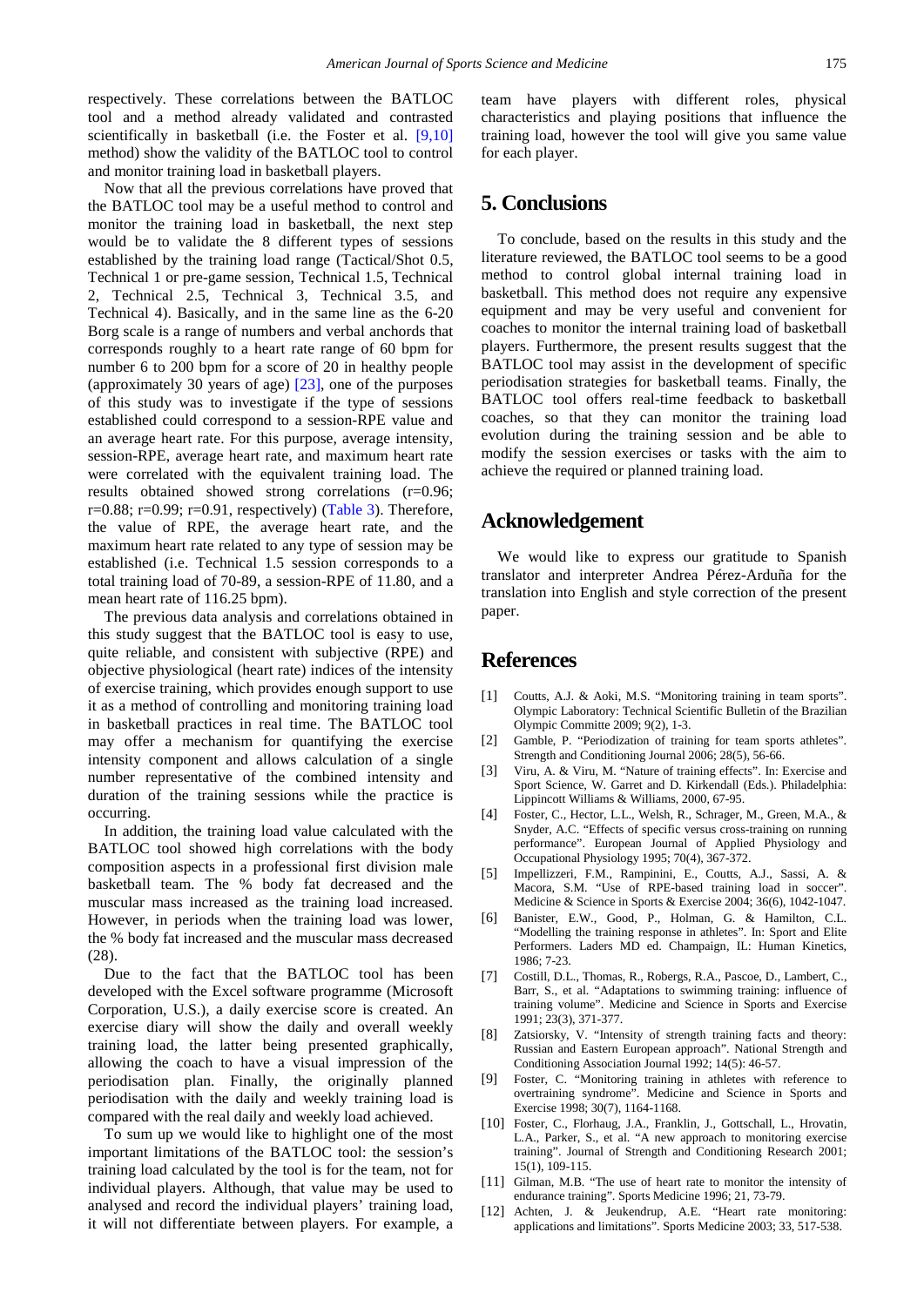respectively. These correlations between the BATLOC tool and a method already validated and contrasted scientifically in basketball (i.e. the Foster et al. [9,10] method) show the validity of the BATLOC tool to control and monitor training load in basketball players.

Now that all the previous correlations have proved that the BATLOC tool may be a useful method to control and monitor the training load in basketball, the next step would be to validate the 8 different types of sessions established by the training load range (Tactical/Shot 0.5, Technical 1 or pre-game session, Technical 1.5, Technical 2, Technical 2.5, Technical 3, Technical 3.5, and Technical 4). Basically, and in the same line as the 6-20 Borg scale is a range of numbers and verbal anchords that corresponds roughly to a heart rate range of 60 bpm for number 6 to 200 bpm for a score of 20 in healthy people (approximately 30 years of age) [23], one of the purposes of this study was to investigate if the type of sessions established could correspond to a session-RPE value and an average heart rate. For this purpose, average intensity, session-RPE, average heart rate, and maximum heart rate were correlated with the equivalent training load. The results obtained showed strong correlations ($r=0.96$; $r=0.88$; $r=0.99$; $r=0.91$, respectively) (Table 3). Therefore, the value of RPE, the average heart rate, and the maximum heart rate related to any type of session may be established (i.e. Technical 1.5 session corresponds to a total training load of 70-89, a session-RPE of 11.80, and a mean heart rate of 116.25 bpm).

The previous data analysis and correlations obtained in this study suggest that the BATLOC tool is easy to use, quite reliable, and consistent with subjective (RPE) and objective physiological (heart rate) indices of the intensity of exercise training, which provides enough support to use it as a method of controlling and monitoring training load in basketball practices in real time. The BATLOC tool may offer a mechanism for quantifying the exercise intensity component and allows calculation of a single number representative of the combined intensity and duration of the training sessions while the practice is occurring.

In addition, the training load value calculated with the BATLOC tool showed high correlations with the body composition aspects in a professional first division male basketball team. The % body fat decreased and the muscular mass increased as the training load increased. However, in periods when the training load was lower, the % body fat increased and the muscular mass decreased (28).

Due to the fact that the BATLOC tool has been developed with the Excel software programme (Microsoft Corporation, U.S.), a daily exercise score is created. An exercise diary will show the daily and overall weekly training load, the latter being presented graphically, allowing the coach to have a visual impression of the periodisation plan. Finally, the originally planned periodisation with the daily and weekly training load is compared with the real daily and weekly load achieved.

To sum up we would like to highlight one of the most important limitations of the BATLOC tool: the session's training load calculated by the tool is for the team, not for individual players. Although, that value may be used to analysed and record the individual players' training load, it will not differentiate between players. For example, a team have players with different roles, physical characteristics and playing positions that influence the training load, however the tool will give you same value for each player.

## 5. Conclusions

To conclude, based on the results in this study and the literature reviewed, the BATLOC tool seems to be a good method to control global internal training load in basketball. This method does not require any expensive equipment and may be very useful and convenient for coaches to monitor the internal training load of basketball players. Furthermore, the present results suggest that the BATLOC tool may assist in the development of specific periodisation strategies for basketball teams. Finally, the BATLOC tool offers real-time feedback to basketball coaches, so that they can monitor the training load evolution during the training session and be able to modify the session exercises or tasks with the aim to achieve the required or planned training load.

## Acknowledgement

We would like to express our gratitude to Spanish translator and interpreter Andrea Pérez-Arduña for the translation into English and style correction of the present paper.

## References

[1] Coutts, A.J. & Aoki, M.S. "Monitoring training in team sports". Olympic Laboratory: Technical Scientific Bulletin of the Brazilian Olympic Committe 2009; 9(2), 1-3.

[2] Gamble, P. "Periodization of training for team sports athletes". Strength and Conditioning Journal 2006; 28(5), 56-66.

[3] Viru, A. & Viru, M. "Nature of training effects". In: Exercise and Sport Science, W. Garret and D. Kirkendall (Eds.). Philadelphia: Lippincott Williams & Williams, 2000, 67-95.

[4] Foster, C., Hector, L.L., Welsh, R., Schrager, M., Green, M.A., & Snyder, A.C. "Effects of specific versus cross-training on running performance". European Journal of Applied Physiology and Occupational Physiology 1995; 70(4), 367-372.

[5] Impellizzeri, F.M., Rampinini, E., Coutts, A.J., Sassi, A. & Macora, S.M. "Use of RPE-based training load in soccer". Medicine & Science in Sports & Exercise 2004; 36(6), 1042-1047.

[6] Banister, E.W., Good, P., Holman, G. & Hamilton, C.L. "Modelling the training response in athletes". In: Sport and Elite Performers. Laders MD ed. Champaign, IL: Human Kinetics, 1986; 7-23.

[7] Costill, D.L., Thomas, R., Robergs, R.A., Pascoe, D., Lambert, C., Barr, S., et al. "Adaptations to swimming training: influence of training volume". Medicine and Science in Sports and Exercise 1991; 23(3), 371-377.

[8] Zatsiorsky, V. "Intensity of strength training facts and theory: Russian and Eastern European approach". National Strength and Conditioning Association Journal 1992; 14(5): 46-57.

[9] Foster, C. "Monitoring training in athletes with reference to overtraining syndrome". Medicine and Science in Sports and Exercise 1998; 30(7), 1164-1168.

[10] Foster, C., Florhaug, J.A., Franklin, J., Gottschall, L., Hrovatin, L.A., Parker, S., et al. "A new approach to monitoring exercise training". Journal of Strength and Conditioning Research 2001; 15(1), 109-115.

[11] Gilman, M.B. "The use of heart rate to monitor the intensity of endurance training". Sports Medicine 1996; 21, 73-79.

[12] Achten, J. & Jeukendrup, A.E. "Heart rate monitoring: applications and limitations". Sports Medicine 2003; 33, 517-538.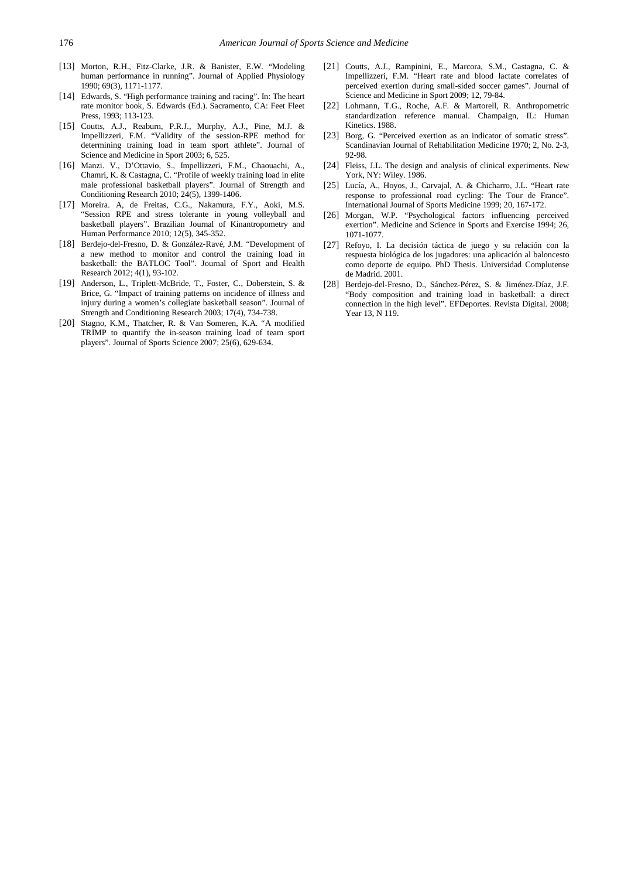[13] Morton, R.H., Fitz-Clarke, J.R. & Banister, E.W. "Modeling human performance in running". Journal of Applied Physiology 1990; 69(3), 1171-1177.

[14] Edwards, S. "High performance training and racing". In: The heart rate monitor book, S. Edwards (Ed.). Sacramento, CA: Feet Fleet Press, 1993; 113-123.

[15] Coutts, A.J., Reaburn, P.R.J., Murphy, A.J., Pine, M.J. & Impellizzeri, F.M. "Validity of the session-RPE method for determining training load in team sport athlete". Journal of Science and Medicine in Sport 2003; 6, 525.

[16] Manzi. V., D'Ottavio, S., Impellizzeri, F.M., Chaouachi, A., Chamri, K. & Castagna, C. "Profile of weekly training load in elite male professional basketball players". Journal of Strength and Conditioning Research 2010; 24(5), 1399-1406.

[17] Moreira. A, de Freitas, C.G., Nakamura, F.Y., Aoki, M.S. "Session RPE and stress tolerante in young volleyball and basketball players". Brazilian Journal of Kinantropometry and Human Performance 2010; 12(5), 345-352.

[18] Berdejo-del-Fresno, D. & González-Ravé, J.M. "Development of a new method to monitor and control the training load in basketball: the BATLOC Tool". Journal of Sport and Health Research 2012; 4(1), 93-102.

[19] Anderson, L., Triplett-McBride, T., Foster, C., Doberstein, S. & Brice, G. "Impact of training patterns on incidence of illness and injury during a women's collegiate basketball season". Journal of Strength and Conditioning Research 2003; 17(4), 734-738.

[20] Stagno, K.M., Thatcher, R. & Van Someren, K.A. "A modified TRIMP to quantify the in-season training load of team sport players". Journal of Sports Science 2007; 25(6), 629-634.

[21] Coutts, A.J., Rampinini, E., Marcora, S.M., Castagna, C. & Impellizzeri, F.M. "Heart rate and blood lactate correlates of perceived exertion during small-sided soccer games". Journal of Science and Medicine in Sport 2009; 12, 79-84.

[22] Lohmann, T.G., Roche, A.F. & Martorell, R. Anthropometric standardization reference manual. Champaign, IL: Human Kinetics. 1988.

[23] Borg, G. "Perceived exertion as an indicator of somatic stress". Scandinavian Journal of Rehabilitation Medicine 1970; 2, No. 2-3, 92-98.

[24] Fleiss, J.L. The design and analysis of clinical experiments. New York, NY: Wiley. 1986.

[25] Lucía, A., Hoyos, J., Carvajal, A. & Chicharro, J.L. "Heart rate response to professional road cycling: The Tour de France". International Journal of Sports Medicine 1999; 20, 167-172.

[26] Morgan, W.P. "Psychological factors influencing perceived exertion". Medicine and Science in Sports and Exercise 1994; 26, 1071-1077.

[27] Refoyo, I. La decisión táctica de juego y su relación con la respuesta biológica de los jugadores: una aplicación al baloncesto como deporte de equipo. PhD Thesis. Universidad Complutense de Madrid. 2001.

[28] Berdejo-del-Fresno, D., Sánchez-Pérez, S. & Jiménez-Díaz, J.F. "Body composition and training load in basketball: a direct connection in the high level". EFDeportes. Revista Digital. 2008; Year 13, N 119.